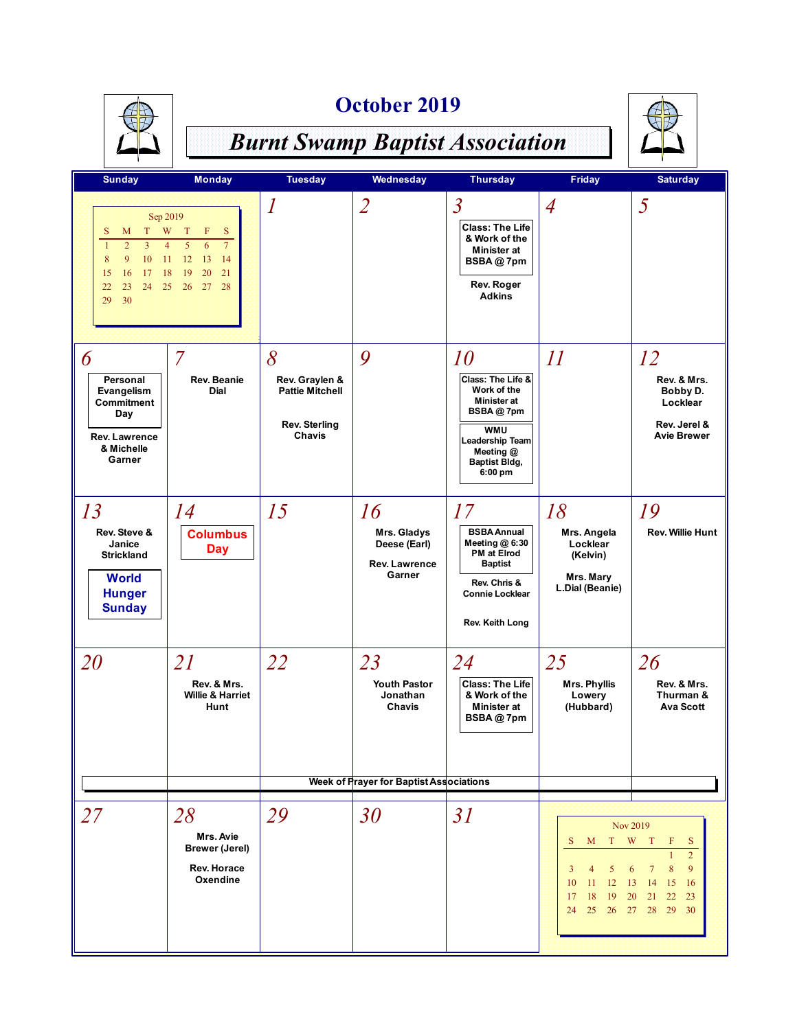# October 2019

## *Burnt Swamp Baptist Association*

| Sunday | Monday | Tuesday | Wednesday | Thursday | Friday | Saturday |
|---|---|---|---|---|---|---|
| | | 1 | 2 | 3<br>Class: The Life & Work of the Minister at BSBA @ 7pm<br>Rev. Roger Adkins | 4 | 5 |
| 6<br>Personal Evangelism Commitment Day<br>Rev. Lawrence & Michelle Garner | 7<br>Rev. Beanie Dial | 8<br>Rev. Graylen & Pattie Mitchell<br>Rev. Sterling Chavis | 9 | 10<br>Class: The Life & Work of the Minister at BSBA @ 7pm<br>WMU Leadership Team Meeting @ Baptist Bldg, 6:00 pm | 11 | 12<br>Rev. & Mrs. Bobby D. Locklear<br>Rev. Jerel & Avie Brewer |
| 13<br>Rev. Steve & Janice Strickland<br>World Hunger Sunday | 14<br>Columbus Day | 15 | 16<br>Mrs. Gladys Deese (Earl)<br>Rev. Lawrence Garner | 17<br>BSBA Annual Meeting @ 6:30 PM at Elrod Baptist<br>Rev. Chris & Connie Locklear<br>Rev. Keith Long | 18<br>Mrs. Angela Locklear (Kelvin)<br>Mrs. Mary L.Dial (Beanie) | 19<br>Rev. Willie Hunt |
| 20 | 21<br>Rev. & Mrs. Willie & Harriet Hunt | 22 | 23<br>Youth Pastor Jonathan Chavis | 24<br>Class: The Life & Work of the Minister at BSBA @ 7pm | 25<br>Mrs. Phyllis Lowery (Hubbard) | 26<br>Rev. & Mrs. Thurman & Ava Scott |
| 27 | 28<br>Mrs. Avie Brewer (Jerel)<br>Rev. Horace Oxendine | 29 | 30 | 31 | | |

Week of Prayer for Baptist Associations (October 20–26)

**Sep 2019**

| S | M | T | W | T | F | S |
|---|---|---|---|---|---|---|
| 1 | 2 | 3 | 4 | 5 | 6 | 7 |
| 8 | 9 | 10 | 11 | 12 | 13 | 14 |
| 15 | 16 | 17 | 18 | 19 | 20 | 21 |
| 22 | 23 | 24 | 25 | 26 | 27 | 28 |
| 29 | 30 | | | | | |

**Nov 2019**

| S | M | T | W | T | F | S |
|---|---|---|---|---|---|---|
| | | | | | 1 | 2 |
| 3 | 4 | 5 | 6 | 7 | 8 | 9 |
| 10 | 11 | 12 | 13 | 14 | 15 | 16 |
| 17 | 18 | 19 | 20 | 21 | 22 | 23 |
| 24 | 25 | 26 | 27 | 28 | 29 | 30 |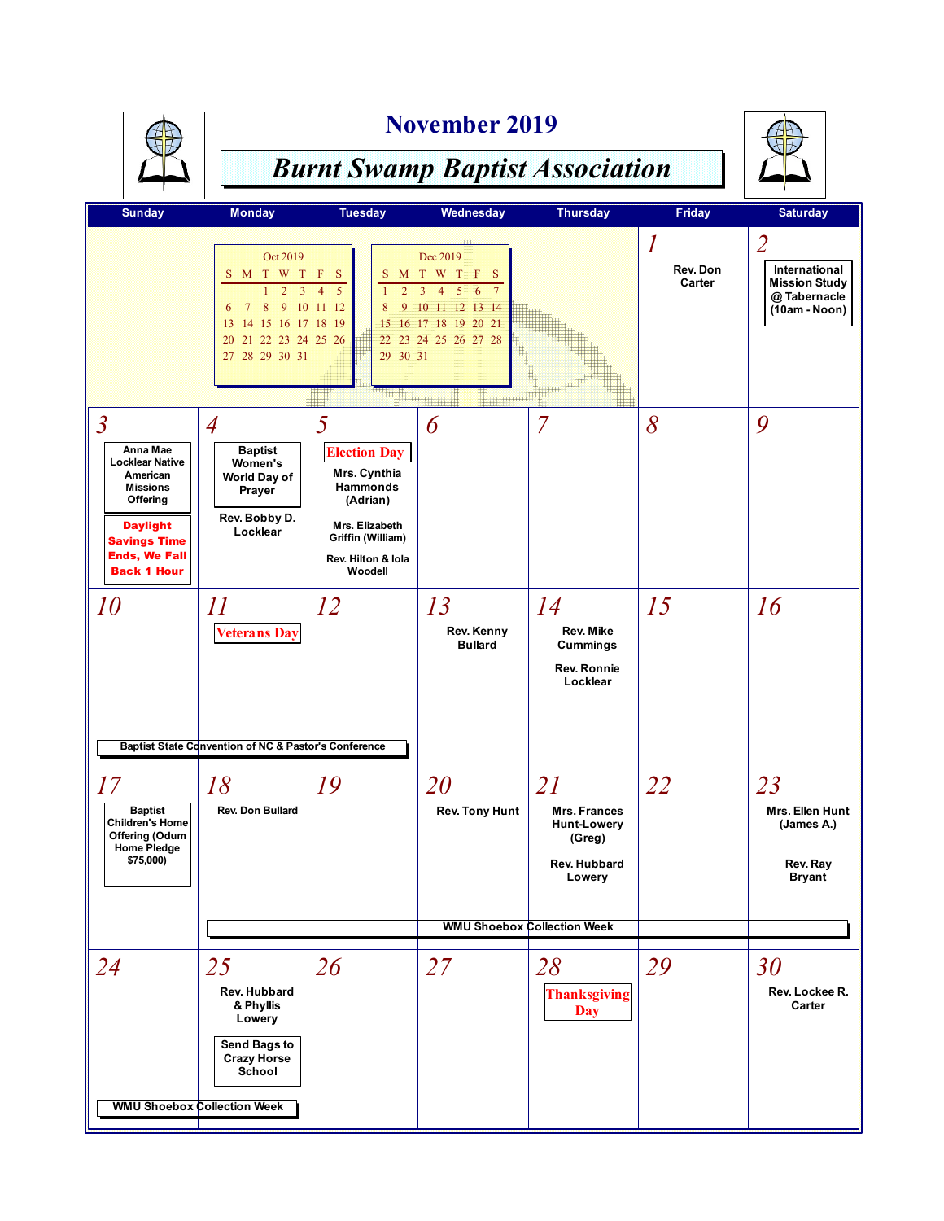# November 2019

## Burnt Swamp Baptist Association

| Sunday | Monday | Tuesday | Wednesday | Thursday | Friday | Saturday |
|---|---|---|---|---|---|---|
| | Oct 2019 | Dec 2019 | | | 1<br>Rev. Don Carter | 2<br>International Mission Study @ Tabernacle (10am - Noon) |
| 3<br>Anna Mae Locklear Native American Missions Offering<br>Daylight Savings Time Ends, We Fall Back 1 Hour | 4<br>Baptist Women's World Day of Prayer<br>Rev. Bobby D. Locklear | 5<br>Election Day<br>Mrs. Cynthia Hammonds (Adrian)<br>Mrs. Elizabeth Griffin (William)<br>Rev. Hilton & Iola Woodell | 6 | 7 | 8 | 9 |
| 10<br>Baptist State Convention of NC & Pastor's Conference | 11<br>Veterans Day<br>Baptist State Convention of NC & Pastor's Conference | 12<br>Baptist State Convention of NC & Pastor's Conference | 13<br>Rev. Kenny Bullard | 14<br>Rev. Mike Cummings<br>Rev. Ronnie Locklear | 15 | 16 |
| 17<br>Baptist Children's Home Offering (Odum Home Pledge $75,000) | 18<br>Rev. Don Bullard<br>WMU Shoebox Collection Week | 19<br>WMU Shoebox Collection Week | 20<br>Rev. Tony Hunt<br>WMU Shoebox Collection Week | 21<br>Mrs. Frances Hunt-Lowery (Greg)<br>Rev. Hubbard Lowery<br>WMU Shoebox Collection Week | 22<br>WMU Shoebox Collection Week | 23<br>Mrs. Ellen Hunt (James A.)<br>Rev. Ray Bryant<br>WMU Shoebox Collection Week |
| 24<br>WMU Shoebox Collection Week | 25<br>Rev. Hubbard & Phyllis Lowery<br>Send Bags to Crazy Horse School<br>WMU Shoebox Collection Week | 26 | 27 | 28<br>Thanksgiving Day | 29 | 30<br>Rev. Lockee R. Carter |

Oct 2019

| S | M | T | W | T | F | S |
|---|---|---|---|---|---|---|
| | | 1 | 2 | 3 | 4 | 5 |
| 6 | 7 | 8 | 9 | 10 | 11 | 12 |
| 13 | 14 | 15 | 16 | 17 | 18 | 19 |
| 20 | 21 | 22 | 23 | 24 | 25 | 26 |
| 27 | 28 | 29 | 30 | 31 | | |

Dec 2019

| S | M | T | W | T | F | S |
|---|---|---|---|---|---|---|
| 1 | 2 | 3 | 4 | 5 | 6 | 7 |
| 8 | 9 | 10 | 11 | 12 | 13 | 14 |
| 15 | 16 | 17 | 18 | 19 | 20 | 21 |
| 22 | 23 | 24 | 25 | 26 | 27 | 28 |
| 29 | 30 | 31 | | | | |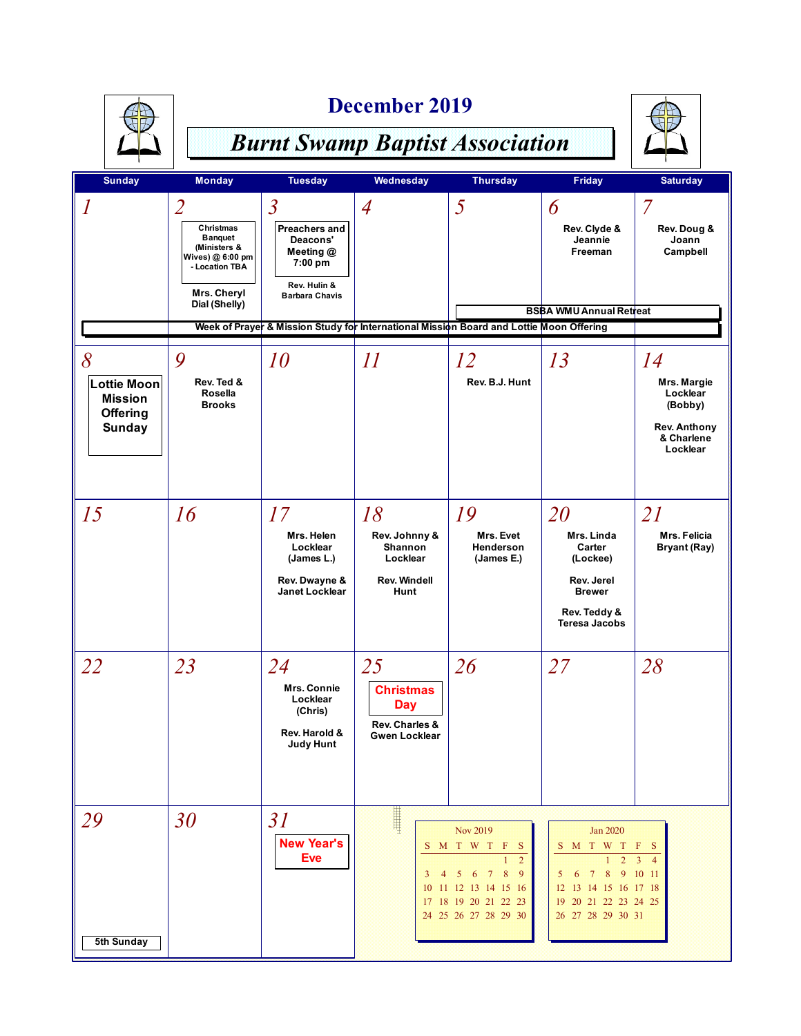# December 2019

## *Burnt Swamp Baptist Association*

| Sunday | Monday | Tuesday | Wednesday | Thursday | Friday | Saturday |
| --- | --- | --- | --- | --- | --- | --- |
| 1 | 2<br>Christmas Banquet (Ministers & Wives) @ 6:00 pm - Location TBA<br><br>Mrs. Cheryl Dial (Shelly) | 3<br>Preachers and Deacons' Meeting @ 7:00 pm<br><br>Rev. Hulin & Barbara Chavis | 4 | 5 | 6<br>Rev. Clyde & Jeannie Freeman | 7<br>Rev. Doug & Joann Campbell |
| 8<br>Lottie Moon Mission Offering Sunday | 9<br>Rev. Ted & Rosella Brooks | 10 | 11 | 12<br>Rev. B.J. Hunt | 13 | 14<br>Mrs. Margie Locklear (Bobby)<br><br>Rev. Anthony & Charlene Locklear |
| 15 | 16 | 17<br>Mrs. Helen Locklear (James L.)<br><br>Rev. Dwayne & Janet Locklear | 18<br>Rev. Johnny & Shannon Locklear<br><br>Rev. Windell Hunt | 19<br>Mrs. Evet Henderson (James E.) | 20<br>Mrs. Linda Carter (Lockee)<br><br>Rev. Jerel Brewer<br><br>Rev. Teddy & Teresa Jacobs | 21<br>Mrs. Felicia Bryant (Ray) |
| 22 | 23 | 24<br>Mrs. Connie Locklear (Chris)<br><br>Rev. Harold & Judy Hunt | 25<br>Christmas Day<br><br>Rev. Charles & Gwen Locklear | 26 | 27 | 28 |
| 29<br><br>5th Sunday | 30 | 31<br>New Year's Eve | | | | |

BSBA WMU Annual Retreat (December 5–7)

Week of Prayer & Mission Study for International Mission Board and Lottie Moon Offering (December 1–7)

**Nov 2019**

| S | M | T | W | T | F | S |
| --- | --- | --- | --- | --- | --- | --- |
| | | | | | 1 | 2 |
| 3 | 4 | 5 | 6 | 7 | 8 | 9 |
| 10 | 11 | 12 | 13 | 14 | 15 | 16 |
| 17 | 18 | 19 | 20 | 21 | 22 | 23 |
| 24 | 25 | 26 | 27 | 28 | 29 | 30 |

**Jan 2020**

| S | M | T | W | T | F | S |
| --- | --- | --- | --- | --- | --- | --- |
| | | | 1 | 2 | 3 | 4 |
| 5 | 6 | 7 | 8 | 9 | 10 | 11 |
| 12 | 13 | 14 | 15 | 16 | 17 | 18 |
| 19 | 20 | 21 | 22 | 23 | 24 | 25 |
| 26 | 27 | 28 | 29 | 30 | 31 | |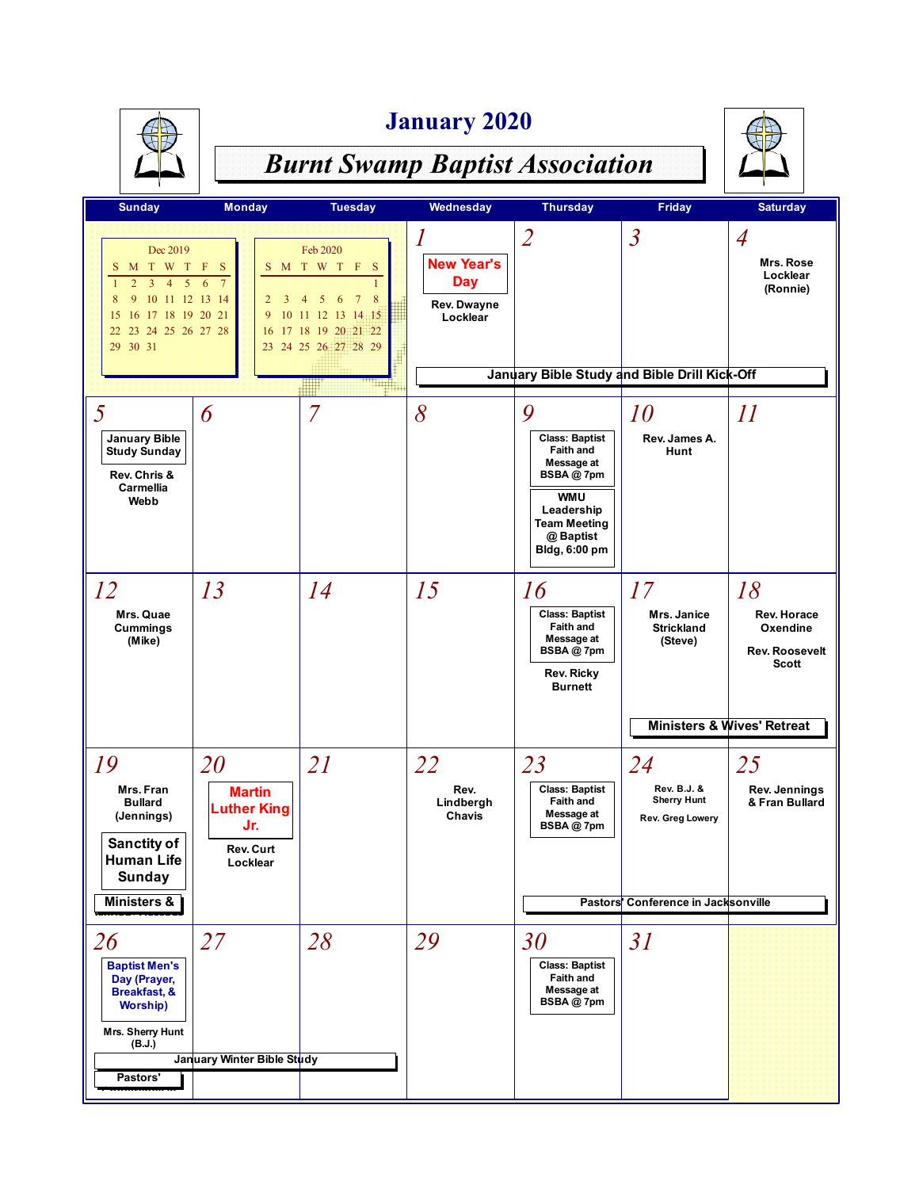# January 2020

## Burnt Swamp Baptist Association

| Sunday | Monday | Tuesday | Wednesday | Thursday | Friday | Saturday |
|---|---|---|---|---|---|---|
| Dec 2019 (mini calendar) | | Feb 2020 (mini calendar) | 1 New Year's Day; Rev. Dwayne Locklear | 2 | 3 | 4 Mrs. Rose Locklear (Ronnie) |
| 5 January Bible Study Sunday; Rev. Chris & Carmellia Webb | 6 | 7 | 8 | 9 Class: Baptist Faith and Message at BSBA @ 7pm; WMU Leadership Team Meeting @ Baptist Bldg, 6:00 pm | 10 Rev. James A. Hunt | 11 |
| 12 Mrs. Quae Cummings (Mike) | 13 | 14 | 15 | 16 Class: Baptist Faith and Message at BSBA @ 7pm; Rev. Ricky Burnett | 17 Mrs. Janice Strickland (Steve) | 18 Rev. Horace Oxendine; Rev. Roosevelt Scott |
| 19 Mrs. Fran Bullard (Jennings); Sanctity of Human Life Sunday; Ministers & Wives' Retreat | 20 Martin Luther King Jr.; Rev. Curt Locklear | 21 | 22 Rev. Lindbergh Chavis | 23 Class: Baptist Faith and Message at BSBA @ 7pm | 24 Rev. B.J. & Sherry Hunt; Rev. Greg Lowery | 25 Rev. Jennings & Fran Bullard |
| 26 Baptist Men's Day (Prayer, Breakfast, & Worship); Mrs. Sherry Hunt (B.J.); Pastors' Conference in Jacksonville | 27 | 28 | 29 | 30 Class: Baptist Faith and Message at BSBA @ 7pm | 31 | |

**Dec 2019**

| S | M | T | W | T | F | S |
|---|---|---|---|---|---|---|
| 1 | 2 | 3 | 4 | 5 | 6 | 7 |
| 8 | 9 | 10 | 11 | 12 | 13 | 14 |
| 15 | 16 | 17 | 18 | 19 | 20 | 21 |
| 22 | 23 | 24 | 25 | 26 | 27 | 28 |
| 29 | 30 | 31 | | | | |

**Feb 2020**

| S | M | T | W | T | F | S |
|---|---|---|---|---|---|---|
| | | | | | | 1 |
| 2 | 3 | 4 | 5 | 6 | 7 | 8 |
| 9 | 10 | 11 | 12 | 13 | 14 | 15 |
| 16 | 17 | 18 | 19 | 20 | 21 | 22 |
| 23 | 24 | 25 | 26 | 27 | 28 | 29 |

Multi-day events:

- January Bible Study and Bible Drill Kick-Off (Jan 1–4)
- Ministers & Wives' Retreat (Jan 17–19)
- Pastors' Conference in Jacksonville (Jan 23–26)
- January Winter Bible Study (Jan 26–28)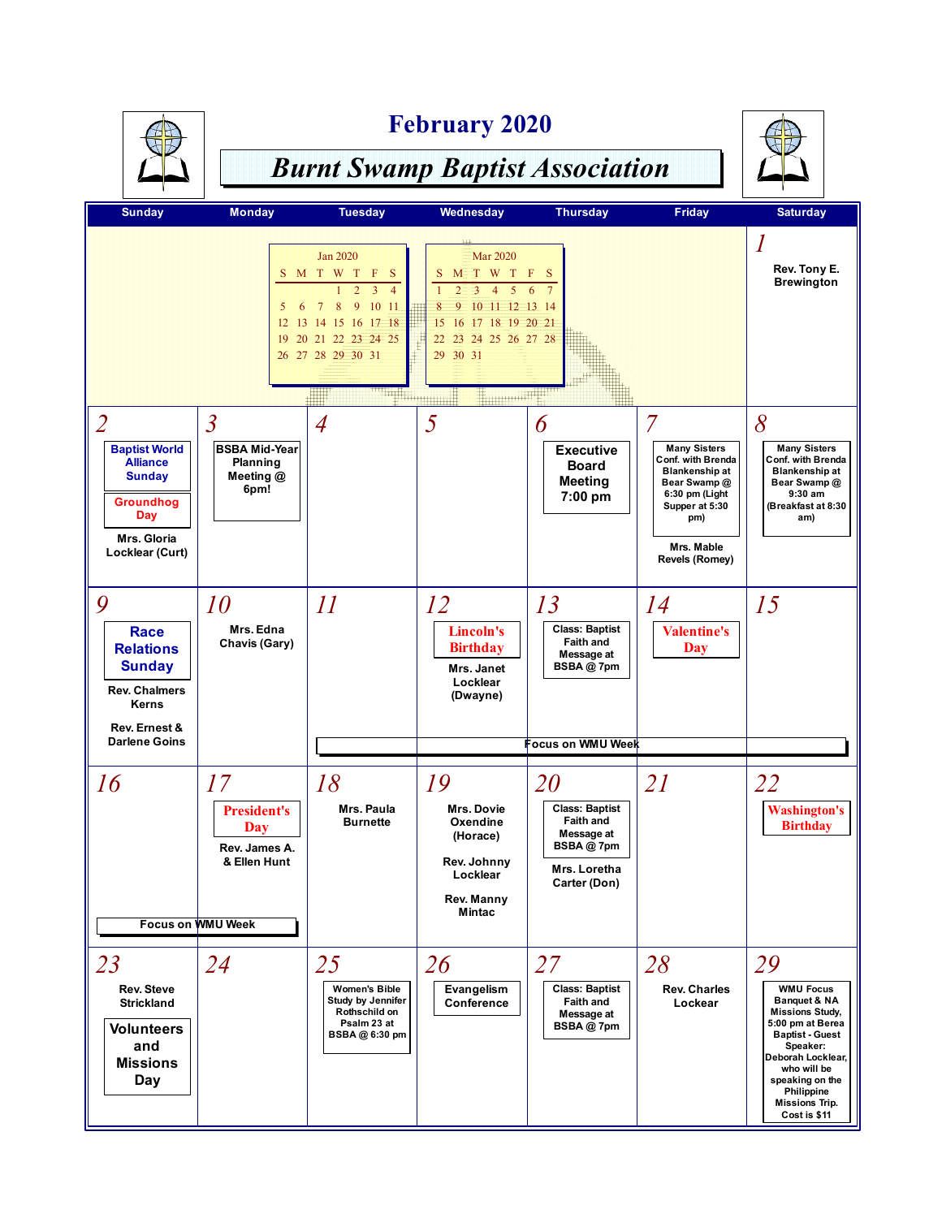# February 2020

## Burnt Swamp Baptist Association

| Sunday | Monday | Tuesday | Wednesday | Thursday | Friday | Saturday |
|---|---|---|---|---|---|---|
| | | | | | | 1 Rev. Tony E. Brewington |
| 2 Baptist World Alliance Sunday; Groundhog Day; Mrs. Gloria Locklear (Curt) | 3 BSBA Mid-Year Planning Meeting @ 6pm! | 4 | 5 | 6 Executive Board Meeting 7:00 pm | 7 Many Sisters Conf. with Brenda Blankenship at Bear Swamp @ 6:30 pm (Light Supper at 5:30 pm); Mrs. Mable Revels (Romey) | 8 Many Sisters Conf. with Brenda Blankenship at Bear Swamp @ 9:30 am (Breakfast at 8:30 am) |
| 9 Race Relations Sunday; Rev. Chalmers Kerns; Rev. Ernest & Darlene Goins | 10 Mrs. Edna Chavis (Gary) | 11 Focus on WMU Week | 12 Lincoln's Birthday; Mrs. Janet Locklear (Dwayne); Focus on WMU Week | 13 Class: Baptist Faith and Message at BSBA @ 7pm; Focus on WMU Week | 14 Valentine's Day; Focus on WMU Week | 15 Focus on WMU Week |
| 16 Focus on WMU Week | 17 President's Day; Rev. James A. & Ellen Hunt; Focus on WMU Week | 18 Mrs. Paula Burnette | 19 Mrs. Dovie Oxendine (Horace); Rev. Johnny Locklear; Rev. Manny Mintac | 20 Class: Baptist Faith and Message at BSBA @ 7pm; Mrs. Loretha Carter (Don) | 21 | 22 Washington's Birthday |
| 23 Rev. Steve Strickland; Volunteers and Missions Day | 24 | 25 Women's Bible Study by Jennifer Rothschild on Psalm 23 at BSBA @ 6:30 pm | 26 Evangelism Conference | 27 Class: Baptist Faith and Message at BSBA @ 7pm | 28 Rev. Charles Lockear | 29 WMU Focus Banquet & NA Missions Study, 5:00 pm at Berea Baptist - Guest Speaker: Deborah Locklear, who will be speaking on the Philippine Missions Trip. Cost is $11 |

**Jan 2020**

| S | M | T | W | T | F | S |
|---|---|---|---|---|---|---|
| | | | 1 | 2 | 3 | 4 |
| 5 | 6 | 7 | 8 | 9 | 10 | 11 |
| 12 | 13 | 14 | 15 | 16 | 17 | 18 |
| 19 | 20 | 21 | 22 | 23 | 24 | 25 |
| 26 | 27 | 28 | 29 | 30 | 31 | |

**Mar 2020**

| S | M | T | W | T | F | S |
|---|---|---|---|---|---|---|
| 1 | 2 | 3 | 4 | 5 | 6 | 7 |
| 8 | 9 | 10 | 11 | 12 | 13 | 14 |
| 15 | 16 | 17 | 18 | 19 | 20 | 21 |
| 22 | 23 | 24 | 25 | 26 | 27 | 28 |
| 29 | 30 | 31 | | | | |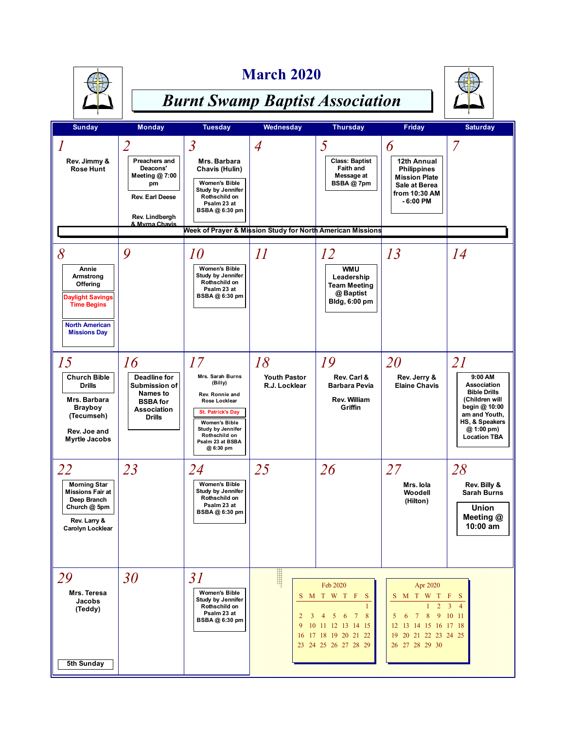# March 2020

## Burnt Swamp Baptist Association

| Sunday | Monday | Tuesday | Wednesday | Thursday | Friday | Saturday |
|---|---|---|---|---|---|---|
| **1** Rev. Jimmy & Rose Hunt | **2** Preachers and Deacons' Meeting @ 7:00 pm; Rev. Earl Deese; Rev. Lindbergh & Myrna Chavis | **3** Mrs. Barbara Chavis (Hulin); Women's Bible Study by Jennifer Rothschild on Psalm 23 at BSBA @ 6:30 pm | **4** | **5** Class: Baptist Faith and Message at BSBA @ 7pm | **6** 12th Annual Philippines Mission Plate Sale at Berea from 10:30 AM - 6:00 PM | **7** |
| Week of Prayer & Mission Study for North American Missions | | | | | | |
| **8** Annie Armstrong Offering; Daylight Savings Time Begins; North American Missions Day | **9** | **10** Women's Bible Study by Jennifer Rothschild on Psalm 23 at BSBA @ 6:30 pm | **11** | **12** WMU Leadership Team Meeting @ Baptist Bldg, 6:00 pm | **13** | **14** |
| **15** Church Bible Drills; Mrs. Barbara Brayboy (Tecumseh); Rev. Joe and Myrtle Jacobs | **16** Deadline for Submission of Names to BSBA for Association Drills | **17** Mrs. Sarah Burns (Billy); Rev. Ronnie and Rose Locklear; St. Patrick's Day; Women's Bible Study by Jennifer Rothschild on Psalm 23 at BSBA @ 6:30 pm | **18** Youth Pastor R.J. Locklear | **19** Rev. Carl & Barbara Pevia; Rev. William Griffin | **20** Rev. Jerry & Elaine Chavis | **21** 9:00 AM Association Bible Drills (Children will begin @ 10:00 am and Youth, HS, & Speakers @ 1:00 pm) Location TBA |
| **22** Morning Star Missions Fair at Deep Branch Church @ 5pm; Rev. Larry & Carolyn Locklear | **23** | **24** Women's Bible Study by Jennifer Rothschild on Psalm 23 at BSBA @ 6:30 pm | **25** | **26** | **27** Mrs. Iola Woodell (Hilton) | **28** Rev. Billy & Sarah Burns; Union Meeting @ 10:00 am |
| **29** Mrs. Teresa Jacobs (Teddy); 5th Sunday | **30** | **31** Women's Bible Study by Jennifer Rothschild on Psalm 23 at BSBA @ 6:30 pm | | | | |

**Feb 2020**

| S | M | T | W | T | F | S |
|---|---|---|---|---|---|---|
| | | | | | | 1 |
| 2 | 3 | 4 | 5 | 6 | 7 | 8 |
| 9 | 10 | 11 | 12 | 13 | 14 | 15 |
| 16 | 17 | 18 | 19 | 20 | 21 | 22 |
| 23 | 24 | 25 | 26 | 27 | 28 | 29 |

**Apr 2020**

| S | M | T | W | T | F | S |
|---|---|---|---|---|---|---|
| | | | 1 | 2 | 3 | 4 |
| 5 | 6 | 7 | 8 | 9 | 10 | 11 |
| 12 | 13 | 14 | 15 | 16 | 17 | 18 |
| 19 | 20 | 21 | 22 | 23 | 24 | 25 |
| 26 | 27 | 28 | 29 | 30 | | |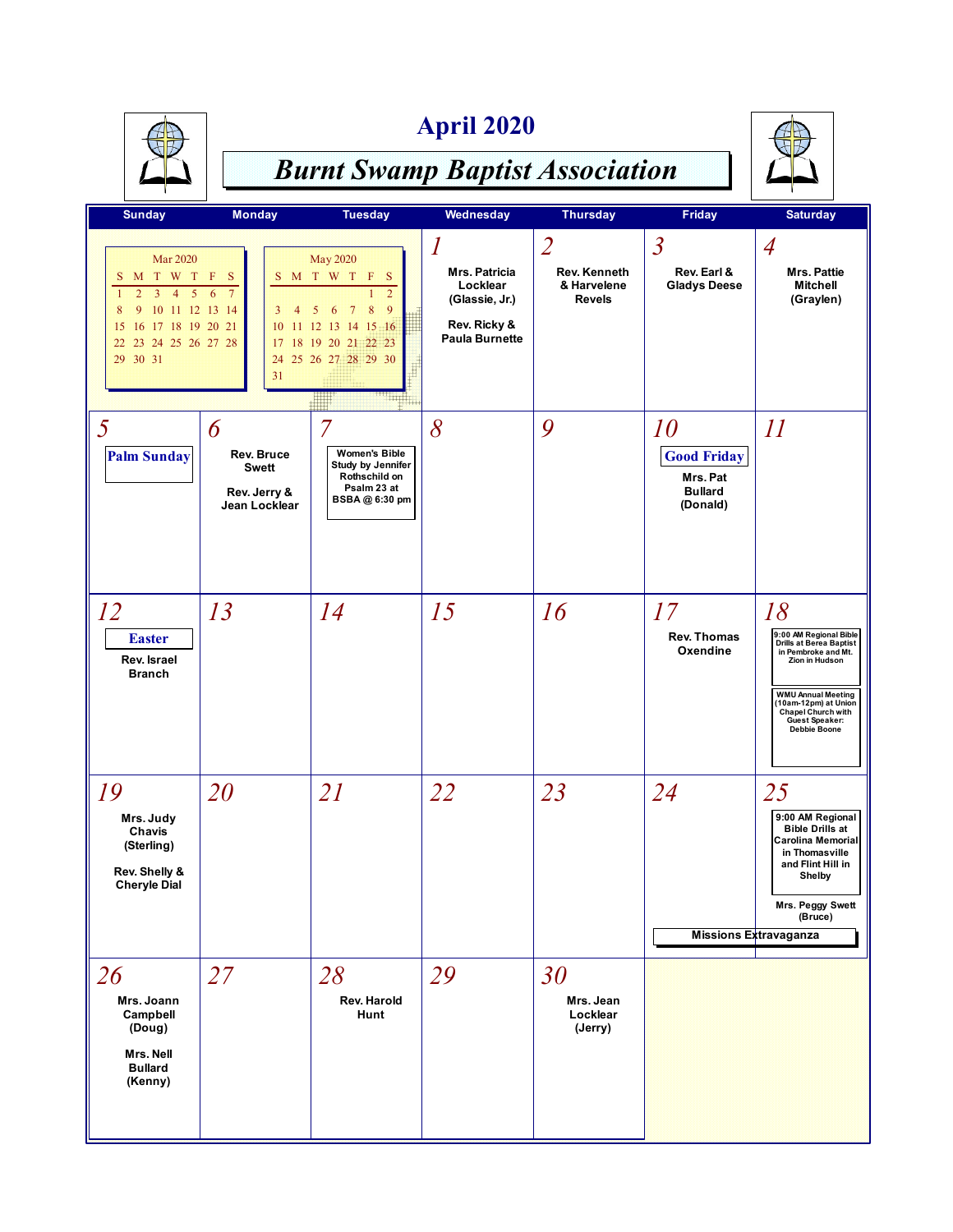# April 2020

## Burnt Swamp Baptist Association

| Sunday | Monday | Tuesday | Wednesday | Thursday | Friday | Saturday |
|---|---|---|---|---|---|---|
| **Mar 2020** S M T W T F S / 1 2 3 4 5 6 7 / 8 9 10 11 12 13 14 / 15 16 17 18 19 20 21 / 22 23 24 25 26 27 28 / 29 30 31 | | **May 2020** S M T W T F S / 1 2 / 3 4 5 6 7 8 9 / 10 11 12 13 14 15 16 / 17 18 19 20 21 22 23 / 24 25 26 27 28 29 30 / 31 | 1 Mrs. Patricia Locklear (Glassie, Jr.) Rev. Ricky & Paula Burnette | 2 Rev. Kenneth & Harvelene Revels | 3 Rev. Earl & Gladys Deese | 4 Mrs. Pattie Mitchell (Graylen) |
| 5 Palm Sunday | 6 Rev. Bruce Swett Rev. Jerry & Jean Locklear | 7 Women's Bible Study by Jennifer Rothschild on Psalm 23 at BSBA @ 6:30 pm | 8 | 9 | 10 Good Friday Mrs. Pat Bullard (Donald) | 11 |
| 12 Easter Rev. Israel Branch | 13 | 14 | 15 | 16 | 17 Rev. Thomas Oxendine | 18 9:00 AM Regional Bible Drills at Berea Baptist in Pembroke and Mt. Zion in Hudson; WMU Annual Meeting (10am-12pm) at Union Chapel Church with Guest Speaker: Debbie Boone |
| 19 Mrs. Judy Chavis (Sterling) Rev. Shelly & Cheryle Dial | 20 | 21 | 22 | 23 | 24 Missions Extravaganza | 25 9:00 AM Regional Bible Drills at Carolina Memorial in Thomasville and Flint Hill in Shelby; Mrs. Peggy Swett (Bruce); Missions Extravaganza |
| 26 Mrs. Joann Campbell (Doug) Mrs. Nell Bullard (Kenny) | 27 | 28 Rev. Harold Hunt | 29 | 30 Mrs. Jean Locklear (Jerry) | | |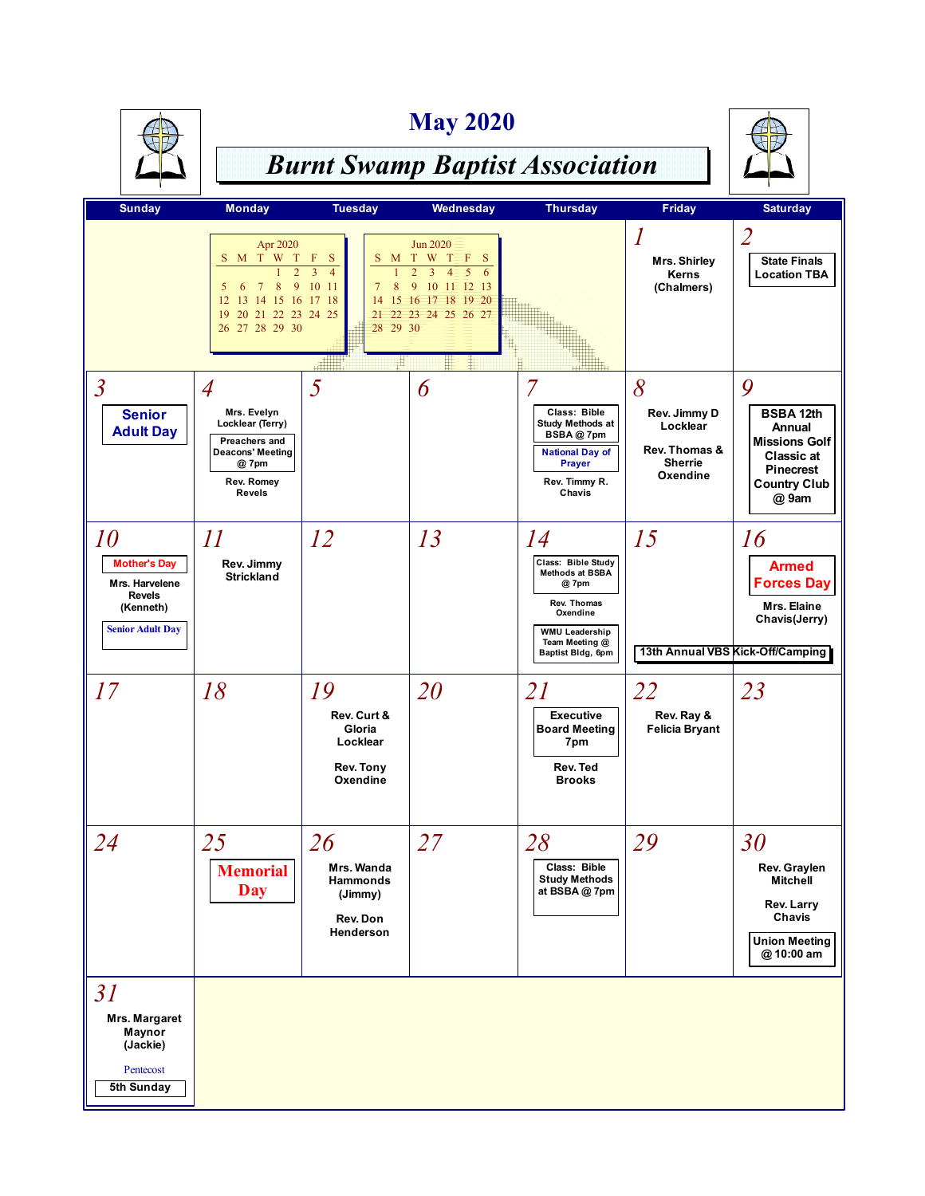# May 2020

## Burnt Swamp Baptist Association

| Sunday | Monday | Tuesday | Wednesday | Thursday | Friday | Saturday |
|---|---|---|---|---|---|---|
| | | | | | 1<br>Mrs. Shirley Kerns (Chalmers) | 2<br>State Finals Location TBA |
| 3<br>Senior Adult Day | 4<br>Mrs. Evelyn Locklear (Terry)<br>Preachers and Deacons' Meeting @ 7pm<br>Rev. Romey Revels | 5 | 6 | 7<br>Class: Bible Study Methods at BSBA @ 7pm<br>National Day of Prayer<br>Rev. Timmy R. Chavis | 8<br>Rev. Jimmy D Locklear<br>Rev. Thomas & Sherrie Oxendine | 9<br>BSBA 12th Annual Missions Golf Classic at Pinecrest Country Club @ 9am |
| 10<br>Mother's Day<br>Mrs. Harvelene Revels (Kenneth)<br>Senior Adult Day | 11<br>Rev. Jimmy Strickland | 12 | 13 | 14<br>Class: Bible Study Methods at BSBA @ 7pm<br>Rev. Thomas Oxendine<br>WMU Leadership Team Meeting @ Baptist Bldg, 6pm | 15<br>13th Annual VBS Kick-Off/Camping | 16<br>Armed Forces Day<br>Mrs. Elaine Chavis(Jerry) |
| 17 | 18 | 19<br>Rev. Curt & Gloria Locklear<br>Rev. Tony Oxendine | 20 | 21<br>Executive Board Meeting 7pm<br>Rev. Ted Brooks | 22<br>Rev. Ray & Felicia Bryant | 23 |
| 24 | 25<br>Memorial Day | 26<br>Mrs. Wanda Hammonds (Jimmy)<br>Rev. Don Henderson | 27 | 28<br>Class: Bible Study Methods at BSBA @ 7pm | 29 | 30<br>Rev. Graylen Mitchell<br>Rev. Larry Chavis<br>Union Meeting @ 10:00 am |
| 31<br>Mrs. Margaret Maynor (Jackie)<br>Pentecost<br>5th Sunday | | | | | | |

Apr 2020

| S | M | T | W | T | F | S |
|---|---|---|---|---|---|---|
| | | | 1 | 2 | 3 | 4 |
| 5 | 6 | 7 | 8 | 9 | 10 | 11 |
| 12 | 13 | 14 | 15 | 16 | 17 | 18 |
| 19 | 20 | 21 | 22 | 23 | 24 | 25 |
| 26 | 27 | 28 | 29 | 30 | | |

Jun 2020

| S | M | T | W | T | F | S |
|---|---|---|---|---|---|---|
| | 1 | 2 | 3 | 4 | 5 | 6 |
| 7 | 8 | 9 | 10 | 11 | 12 | 13 |
| 14 | 15 | 16 | 17 | 18 | 19 | 20 |
| 21 | 22 | 23 | 24 | 25 | 26 | 27 |
| 28 | 29 | 30 | | | | |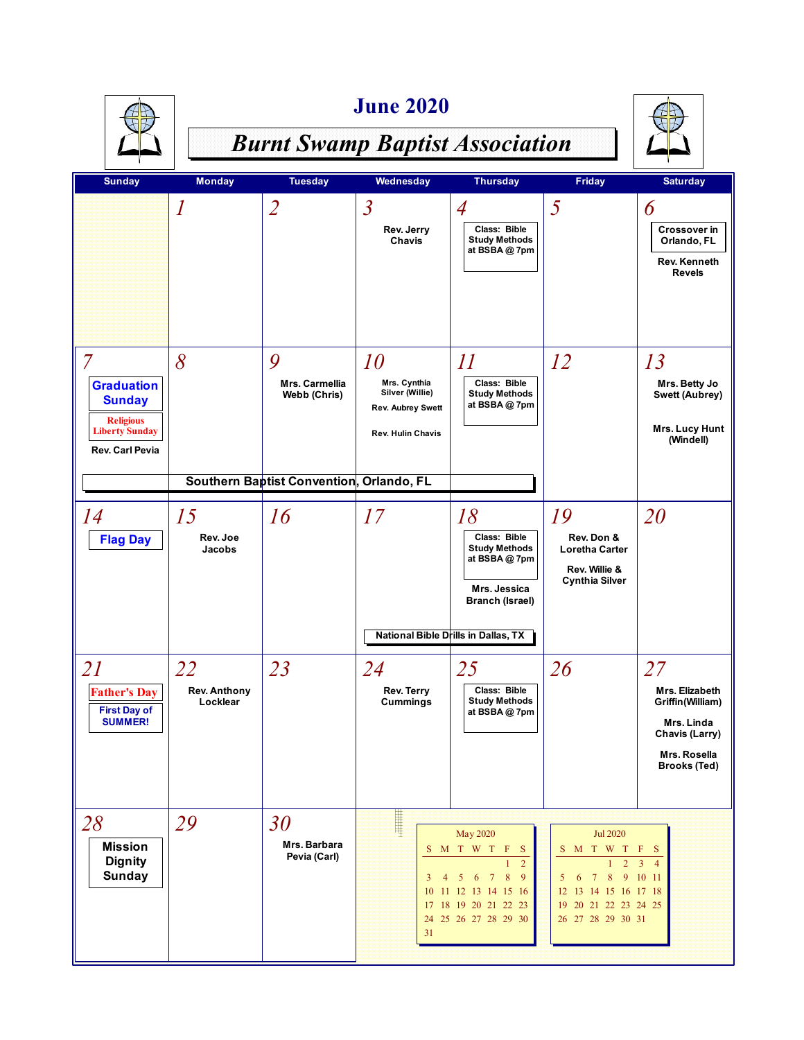# June 2020

## Burnt Swamp Baptist Association

| Sunday | Monday | Tuesday | Wednesday | Thursday | Friday | Saturday |
|---|---|---|---|---|---|---|
| | 1 | 2 | 3<br>Rev. Jerry Chavis | 4<br>Class: Bible Study Methods at BSBA @ 7pm | 5 | 6<br>Crossover in Orlando, FL<br>Rev. Kenneth Revels |
| 7<br>Graduation Sunday<br>Religious Liberty Sunday<br>Rev. Carl Pevia | 8 | 9<br>Mrs. Carmellia Webb (Chris) | 10<br>Mrs. Cynthia Silver (Willie)<br>Rev. Aubrey Swett<br>Rev. Hulin Chavis | 11<br>Class: Bible Study Methods at BSBA @ 7pm | 12 | 13<br>Mrs. Betty Jo Swett (Aubrey)<br>Mrs. Lucy Hunt (Windell) |
| 14<br>Flag Day | 15<br>Rev. Joe Jacobs | 16 | 17 | 18<br>Class: Bible Study Methods at BSBA @ 7pm<br>Mrs. Jessica Branch (Israel) | 19<br>Rev. Don & Loretha Carter<br>Rev. Willie & Cynthia Silver | 20 |
| 21<br>Father's Day<br>First Day of SUMMER! | 22<br>Rev. Anthony Locklear | 23 | 24<br>Rev. Terry Cummings | 25<br>Class: Bible Study Methods at BSBA @ 7pm | 26 | 27<br>Mrs. Elizabeth Griffin(William)<br>Mrs. Linda Chavis (Larry)<br>Mrs. Rosella Brooks (Ted) |
| 28<br>Mission Dignity Sunday | 29 | 30<br>Mrs. Barbara Pevia (Carl) | | | | |

Southern Baptist Convention, Orlando, FL (June 7–11)

National Bible Drills in Dallas, TX (June 17–18)

May 2020

| S | M | T | W | T | F | S |
|---|---|---|---|---|---|---|
| | | | | | 1 | 2 |
| 3 | 4 | 5 | 6 | 7 | 8 | 9 |
| 10 | 11 | 12 | 13 | 14 | 15 | 16 |
| 17 | 18 | 19 | 20 | 21 | 22 | 23 |
| 24 | 25 | 26 | 27 | 28 | 29 | 30 |
| 31 | | | | | | |

Jul 2020

| S | M | T | W | T | F | S |
|---|---|---|---|---|---|---|
| | | | 1 | 2 | 3 | 4 |
| 5 | 6 | 7 | 8 | 9 | 10 | 11 |
| 12 | 13 | 14 | 15 | 16 | 17 | 18 |
| 19 | 20 | 21 | 22 | 23 | 24 | 25 |
| 26 | 27 | 28 | 29 | 30 | 31 | |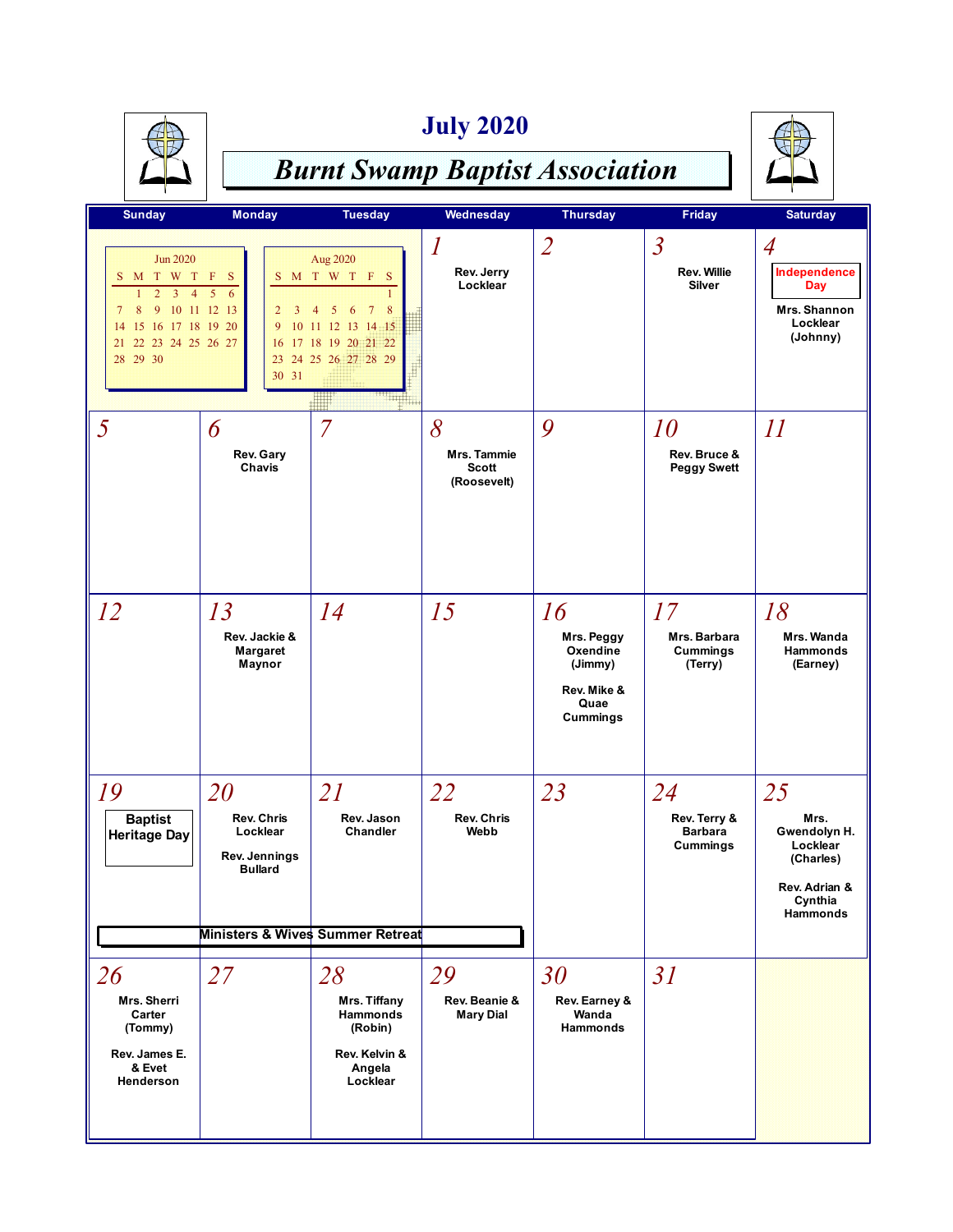# July 2020

## Burnt Swamp Baptist Association

| Sunday | Monday | Tuesday | Wednesday | Thursday | Friday | Saturday |
|---|---|---|---|---|---|---|
| Jun 2020 / Aug 2020 | | | 1<br>Rev. Jerry Locklear | 2 | 3<br>Rev. Willie Silver | 4<br>**Independence Day**<br>Mrs. Shannon Locklear (Johnny) |
| 5 | 6<br>Rev. Gary Chavis | 7 | 8<br>Mrs. Tammie Scott (Roosevelt) | 9 | 10<br>Rev. Bruce & Peggy Swett | 11 |
| 12 | 13<br>Rev. Jackie & Margaret Maynor | 14 | 15 | 16<br>Mrs. Peggy Oxendine (Jimmy)<br>Rev. Mike & Quae Cummings | 17<br>Mrs. Barbara Cummings (Terry) | 18<br>Mrs. Wanda Hammonds (Earney) |
| 19<br>**Baptist Heritage Day**<br>Ministers & Wives Summer Retreat | 20<br>Rev. Chris Locklear<br>Rev. Jennings Bullard<br>Ministers & Wives Summer Retreat | 21<br>Rev. Jason Chandler<br>Ministers & Wives Summer Retreat | 22<br>Rev. Chris Webb<br>Ministers & Wives Summer Retreat | 23 | 24<br>Rev. Terry & Barbara Cummings | 25<br>Mrs. Gwendolyn H. Locklear (Charles)<br>Rev. Adrian & Cynthia Hammonds |
| 26<br>Mrs. Sherri Carter (Tommy)<br>Rev. James E. & Evet Henderson | 27 | 28<br>Mrs. Tiffany Hammonds (Robin)<br>Rev. Kelvin & Angela Locklear | 29<br>Rev. Beanie & Mary Dial | 30<br>Rev. Earney & Wanda Hammonds | 31 | |

**Jun 2020**

| S | M | T | W | T | F | S |
|---|---|---|---|---|---|---|
| | 1 | 2 | 3 | 4 | 5 | 6 |
| 7 | 8 | 9 | 10 | 11 | 12 | 13 |
| 14 | 15 | 16 | 17 | 18 | 19 | 20 |
| 21 | 22 | 23 | 24 | 25 | 26 | 27 |
| 28 | 29 | 30 | | | | |

**Aug 2020**

| S | M | T | W | T | F | S |
|---|---|---|---|---|---|---|
| | | | | | | 1 |
| 2 | 3 | 4 | 5 | 6 | 7 | 8 |
| 9 | 10 | 11 | 12 | 13 | 14 | 15 |
| 16 | 17 | 18 | 19 | 20 | 21 | 22 |
| 23 | 24 | 25 | 26 | 27 | 28 | 29 |
| 30 | 31 | | | | | |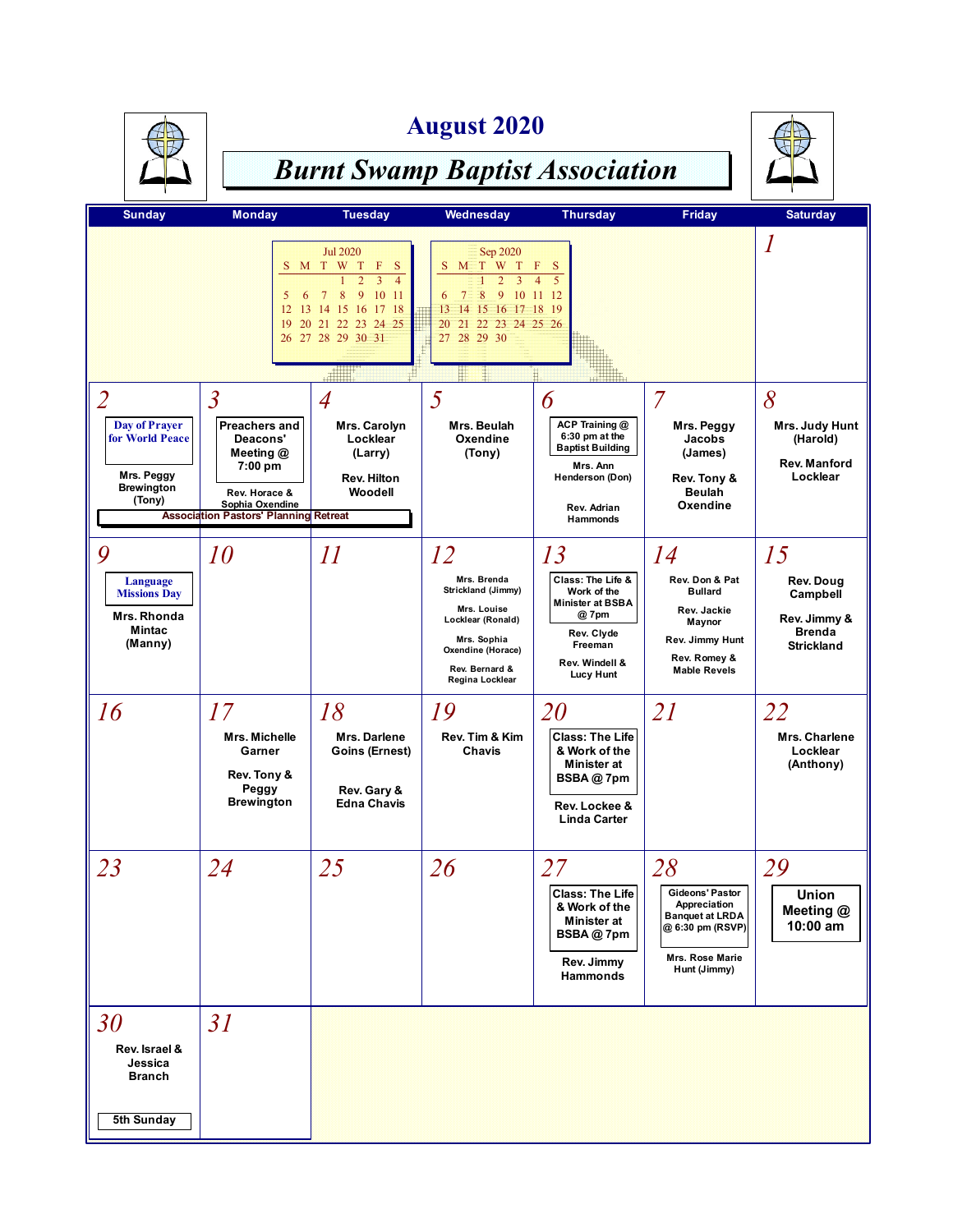# August 2020

## Burnt Swamp Baptist Association

| Sunday | Monday | Tuesday | Wednesday | Thursday | Friday | Saturday |
|---|---|---|---|---|---|---|
| | | Jul 2020 | Sep 2020 | | | 1 |
| 2<br>Day of Prayer for World Peace<br>Mrs. Peggy Brewington (Tony)<br>Association Pastors' Planning Retreat | 3<br>Preachers and Deacons' Meeting @ 7:00 pm<br>Rev. Horace & Sophia Oxendine | 4<br>Mrs. Carolyn Locklear (Larry)<br>Rev. Hilton Woodell | 5<br>Mrs. Beulah Oxendine (Tony) | 6<br>ACP Training @ 6:30 pm at the Baptist Building<br>Mrs. Ann Henderson (Don)<br>Rev. Adrian Hammonds | 7<br>Mrs. Peggy Jacobs (James)<br>Rev. Tony & Beulah Oxendine | 8<br>Mrs. Judy Hunt (Harold)<br>Rev. Manford Locklear |
| 9<br>Language Missions Day<br>Mrs. Rhonda Mintac (Manny) | 10 | 11 | 12<br>Mrs. Brenda Strickland (Jimmy)<br>Mrs. Louise Locklear (Ronald)<br>Mrs. Sophia Oxendine (Horace)<br>Rev. Bernard & Regina Locklear | 13<br>Class: The Life & Work of the Minister at BSBA @ 7pm<br>Rev. Clyde Freeman<br>Rev. Windell & Lucy Hunt | 14<br>Rev. Don & Pat Bullard<br>Rev. Jackie Maynor<br>Rev. Jimmy Hunt<br>Rev. Romey & Mable Revels | 15<br>Rev. Doug Campbell<br>Rev. Jimmy & Brenda Strickland |
| 16 | 17<br>Mrs. Michelle Garner<br>Rev. Tony & Peggy Brewington | 18<br>Mrs. Darlene Goins (Ernest)<br>Rev. Gary & Edna Chavis | 19<br>Rev. Tim & Kim Chavis | 20<br>Class: The Life & Work of the Minister at BSBA @ 7pm<br>Rev. Lockee & Linda Carter | 21 | 22<br>Mrs. Charlene Locklear (Anthony) |
| 23 | 24 | 25 | 26 | 27<br>Class: The Life & Work of the Minister at BSBA @ 7pm<br>Rev. Jimmy Hammonds | 28<br>Gideons' Pastor Appreciation Banquet at LRDA @ 6:30 pm (RSVP)<br>Mrs. Rose Marie Hunt (Jimmy) | 29<br>Union Meeting @ 10:00 am |
| 30<br>Rev. Israel & Jessica Branch<br>5th Sunday | 31 | | | | | |

**Jul 2020**

| S | M | T | W | T | F | S |
|---|---|---|---|---|---|---|
| | | | 1 | 2 | 3 | 4 |
| 5 | 6 | 7 | 8 | 9 | 10 | 11 |
| 12 | 13 | 14 | 15 | 16 | 17 | 18 |
| 19 | 20 | 21 | 22 | 23 | 24 | 25 |
| 26 | 27 | 28 | 29 | 30 | 31 | |

**Sep 2020**

| S | M | T | W | T | F | S |
|---|---|---|---|---|---|---|
| | | 1 | 2 | 3 | 4 | 5 |
| 6 | 7 | 8 | 9 | 10 | 11 | 12 |
| 13 | 14 | 15 | 16 | 17 | 18 | 19 |
| 20 | 21 | 22 | 23 | 24 | 25 | 26 |
| 27 | 28 | 29 | 30 | | | |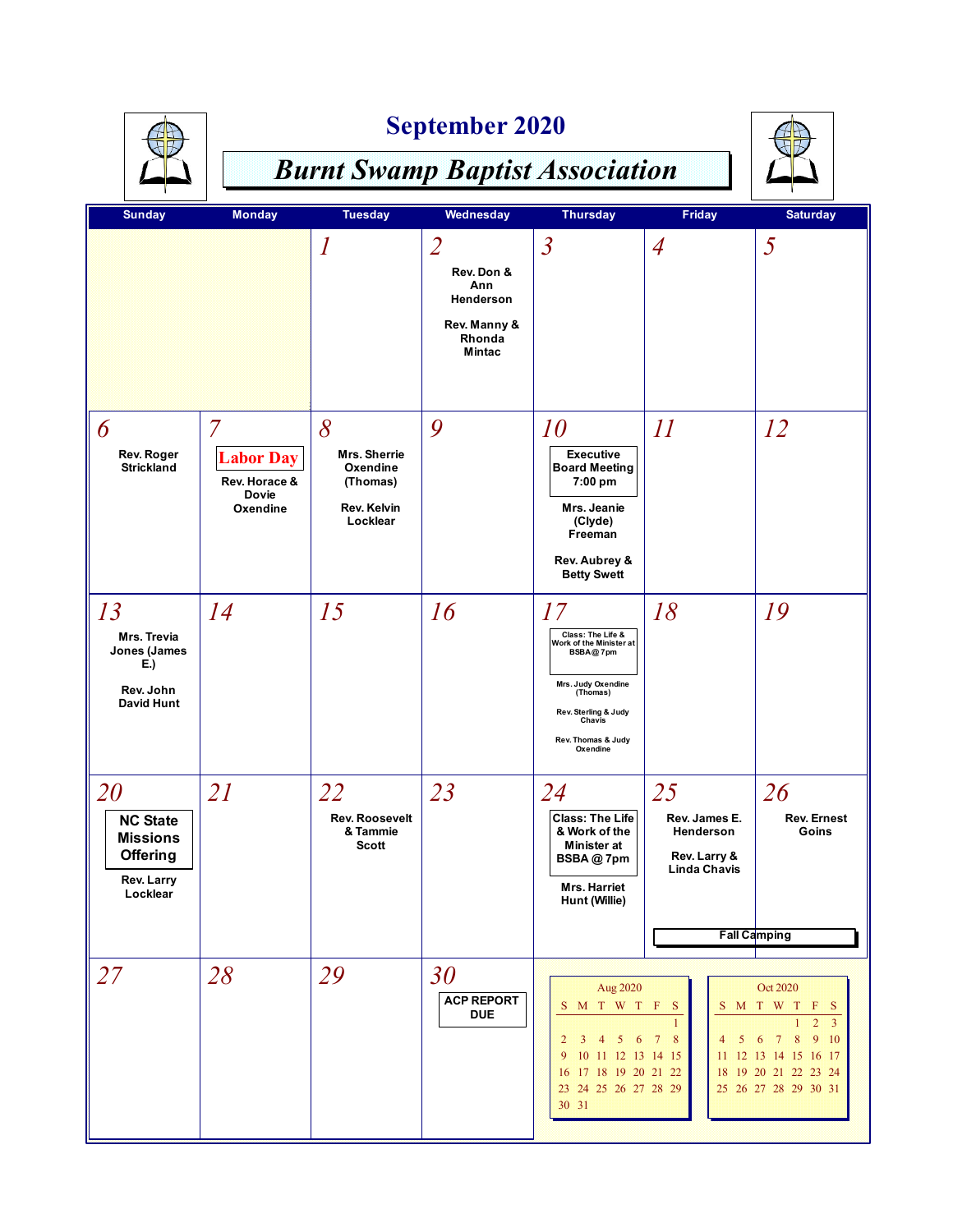# September 2020

## Burnt Swamp Baptist Association

| Sunday | Monday | Tuesday | Wednesday | Thursday | Friday | Saturday |
|---|---|---|---|---|---|---|
| | | 1 | 2<br>Rev. Don & Ann Henderson<br>Rev. Manny & Rhonda Mintac | 3 | 4 | 5 |
| 6<br>Rev. Roger Strickland | 7<br>Labor Day<br>Rev. Horace & Dovie Oxendine | 8<br>Mrs. Sherrie Oxendine (Thomas)<br>Rev. Kelvin Locklear | 9 | 10<br>Executive Board Meeting 7:00 pm<br>Mrs. Jeanie (Clyde) Freeman<br>Rev. Aubrey & Betty Swett | 11 | 12 |
| 13<br>Mrs. Trevia Jones (James E.)<br>Rev. John David Hunt | 14 | 15 | 16 | 17<br>Class: The Life & Work of the Minister at BSBA @ 7pm<br>Mrs. Judy Oxendine (Thomas)<br>Rev. Sterling & Judy Chavis<br>Rev. Thomas & Judy Oxendine | 18 | 19 |
| 20<br>NC State Missions Offering<br>Rev. Larry Locklear | 21 | 22<br>Rev. Roosevelt & Tammie Scott | 23 | 24<br>Class: The Life & Work of the Minister at BSBA @ 7pm<br>Mrs. Harriet Hunt (Willie) | 25<br>Rev. James E. Henderson<br>Rev. Larry & Linda Chavis<br>Fall Camping | 26<br>Rev. Ernest Goins<br>Fall Camping |
| 27 | 28 | 29 | 30<br>ACP REPORT DUE | | | |

Aug 2020

| S | M | T | W | T | F | S |
|---|---|---|---|---|---|---|
| | | | | | | 1 |
| 2 | 3 | 4 | 5 | 6 | 7 | 8 |
| 9 | 10 | 11 | 12 | 13 | 14 | 15 |
| 16 | 17 | 18 | 19 | 20 | 21 | 22 |
| 23 | 24 | 25 | 26 | 27 | 28 | 29 |
| 30 | 31 | | | | | |

Oct 2020

| S | M | T | W | T | F | S |
|---|---|---|---|---|---|---|
| | | | | 1 | 2 | 3 |
| 4 | 5 | 6 | 7 | 8 | 9 | 10 |
| 11 | 12 | 13 | 14 | 15 | 16 | 17 |
| 18 | 19 | 20 | 21 | 22 | 23 | 24 |
| 25 | 26 | 27 | 28 | 29 | 30 | 31 |